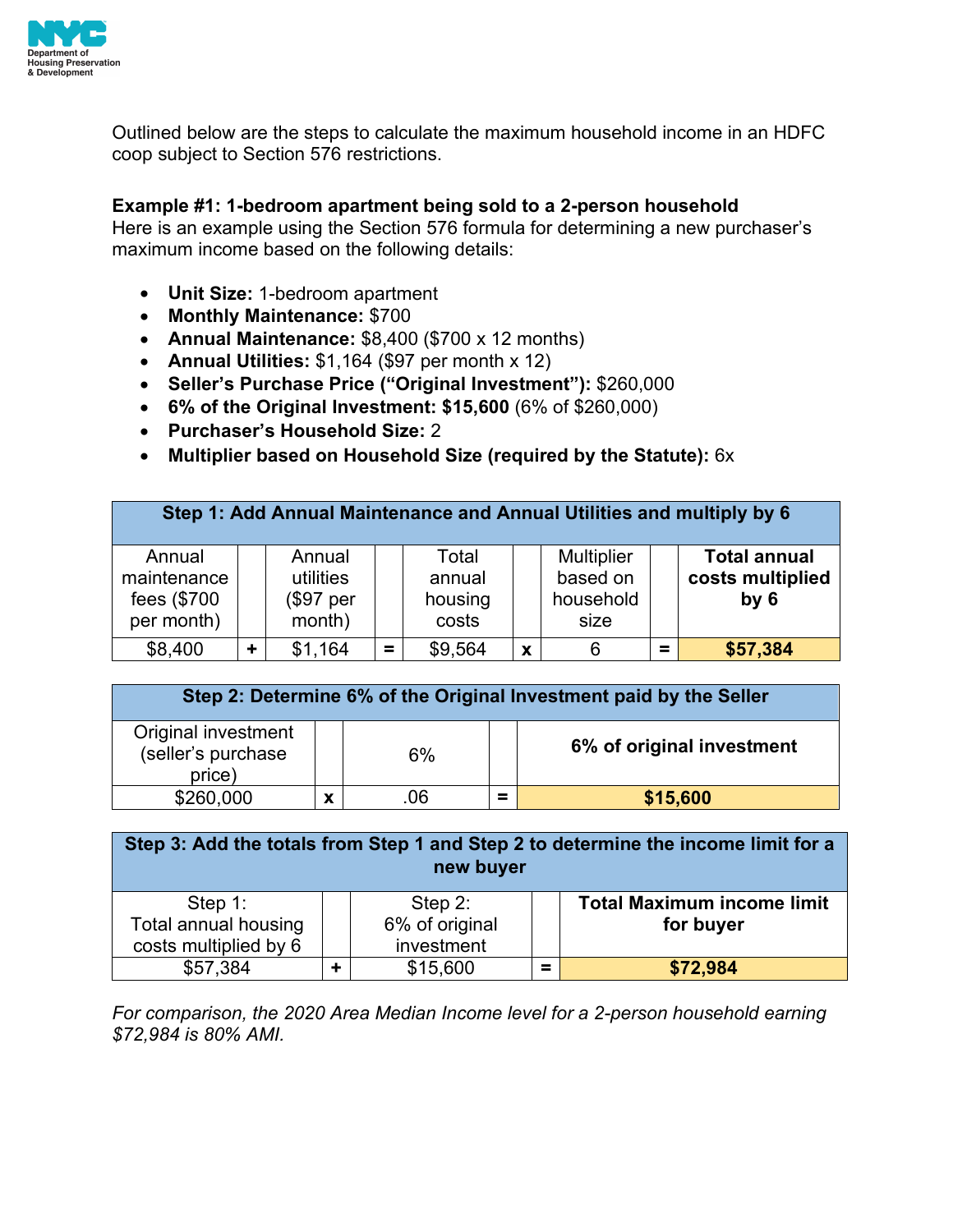Outlined below are the steps to calculate the maximum household income in an HDFC coop subject to Section 576 restrictions.

**Example #1: 1-bedroom apartment being sold to a 2-person household**
Here is an example using the Section 576 formula for determining a new purchaser's maximum income based on the following details:

- **Unit Size:** 1-bedroom apartment
- **Monthly Maintenance:** $700
- **Annual Maintenance:** $8,400 ($700 x 12 months)
- **Annual Utilities:** $1,164 ($97 per month x 12)
- **Seller's Purchase Price ("Original Investment"):** $260,000
- **6% of the Original Investment: $15,600** (6% of $260,000)
- **Purchaser's Household Size:** 2
- **Multiplier based on Household Size (required by the Statute):** 6x

| **Step 1: Add Annual Maintenance and Annual Utilities and multiply by 6** | | | | | | | | |
|---|---|---|---|---|---|---|---|---|
| Annual maintenance fees ($700 per month) | | Annual utilities ($97 per month) | | Total annual housing costs | | Multiplier based on household size | | **Total annual costs multiplied by 6** |
| $8,400 | + | $1,164 | = | $9,564 | x | 6 | = | **$57,384** |

| **Step 2: Determine 6% of the Original Investment paid by the Seller** | | | | |
|---|---|---|---|---|
| Original investment (seller's purchase price) | | 6% | | **6% of original investment** |
| $260,000 | x | .06 | = | **$15,600** |

| **Step 3: Add the totals from Step 1 and Step 2 to determine the income limit for a new buyer** | | | | |
|---|---|---|---|---|
| Step 1: Total annual housing costs multiplied by 6 | | Step 2: 6% of original investment | | **Total Maximum income limit for buyer** |
| $57,384 | + | $15,600 | = | **$72,984** |

*For comparison, the 2020 Area Median Income level for a 2-person household earning $72,984 is 80% AMI.*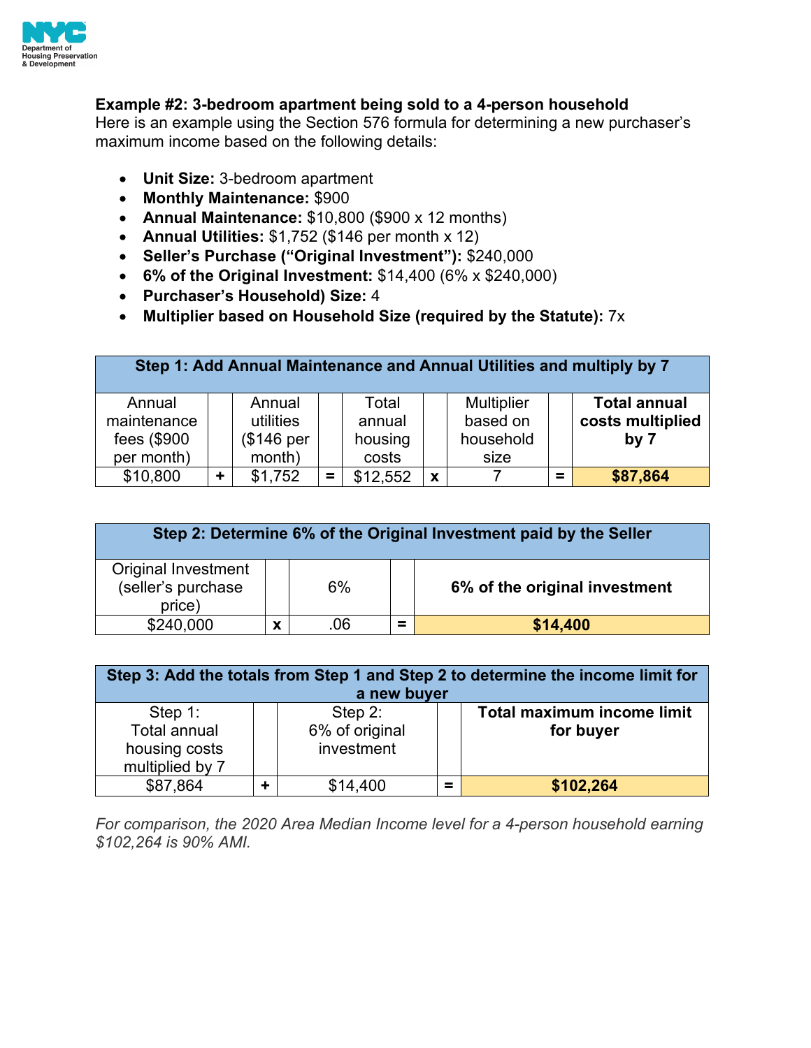**Example #2: 3-bedroom apartment being sold to a 4-person household**
Here is an example using the Section 576 formula for determining a new purchaser's maximum income based on the following details:

- **Unit Size:** 3-bedroom apartment
- **Monthly Maintenance:** $900
- **Annual Maintenance:** $10,800 ($900 x 12 months)
- **Annual Utilities:** $1,752 ($146 per month x 12)
- **Seller's Purchase ("Original Investment"):** $240,000
- **6% of the Original Investment:** $14,400 (6% x $240,000)
- **Purchaser's Household) Size:** 4
- **Multiplier based on Household Size (required by the Statute):** 7x

| **Step 1: Add Annual Maintenance and Annual Utilities and multiply by 7** | | | | | | | | |
|---|---|---|---|---|---|---|---|---|
| Annual maintenance fees ($900 per month) | | Annual utilities ($146 per month) | | Total annual housing costs | | Multiplier based on household size | | **Total annual costs multiplied by 7** |
| $10,800 | + | $1,752 | = | $12,552 | x | 7 | = | **$87,864** |

| **Step 2: Determine 6% of the Original Investment paid by the Seller** | | | | |
|---|---|---|---|---|
| Original Investment (seller's purchase price) | | 6% | | **6% of the original investment** |
| $240,000 | x | .06 | = | **$14,400** |

| **Step 3: Add the totals from Step 1 and Step 2 to determine the income limit for a new buyer** | | | | |
|---|---|---|---|---|
| Step 1: Total annual housing costs multiplied by 7 | | Step 2: 6% of original investment | | **Total maximum income limit for buyer** |
| $87,864 | + | $14,400 | = | **$102,264** |

*For comparison, the 2020 Area Median Income level for a 4-person household earning $102,264 is 90% AMI.*